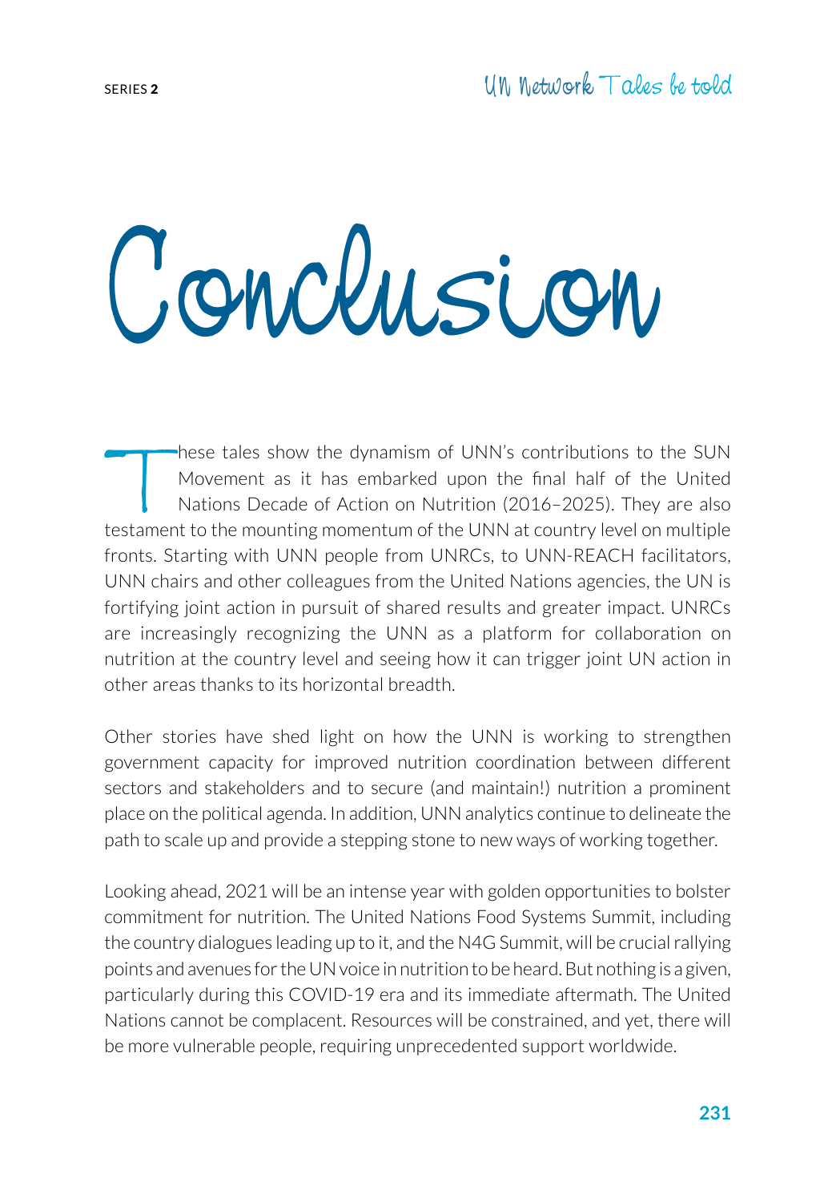# Conclusion

These tales show the dynamism of UNN's contributions to the SUN Movement as it has embarked upon the final half of the United Nations Decade of Action on Nutrition (2016–2025). They are also testament to the mounting momentum of the UNN at country level on multiple fronts. Starting with UNN people from UNRCs, to UNN-REACH facilitators, UNN chairs and other colleagues from the United Nations agencies, the UN is fortifying joint action in pursuit of shared results and greater impact. UNRCs are increasingly recognizing the UNN as a platform for collaboration on nutrition at the country level and seeing how it can trigger joint UN action in other areas thanks to its horizontal breadth.

Other stories have shed light on how the UNN is working to strengthen government capacity for improved nutrition coordination between different sectors and stakeholders and to secure (and maintain!) nutrition a prominent place on the political agenda. In addition, UNN analytics continue to delineate the path to scale up and provide a stepping stone to new ways of working together.

Looking ahead, 2021 will be an intense year with golden opportunities to bolster commitment for nutrition. The United Nations Food Systems Summit, including the country dialogues leading up to it, and the N4G Summit, will be crucial rallying points and avenues for the UN voice in nutrition to be heard. But nothing is a given, particularly during this COVID-19 era and its immediate aftermath. The United Nations cannot be complacent. Resources will be constrained, and yet, there will be more vulnerable people, requiring unprecedented support worldwide.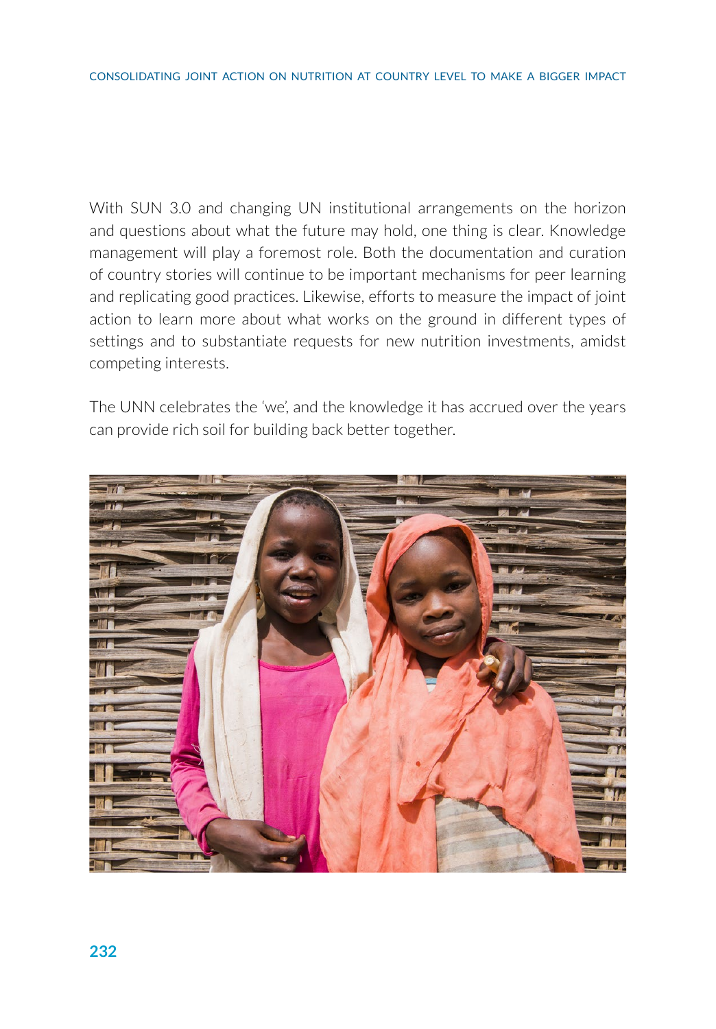With SUN 3.0 and changing UN institutional arrangements on the horizon and questions about what the future may hold, one thing is clear. Knowledge management will play a foremost role. Both the documentation and curation of country stories will continue to be important mechanisms for peer learning and replicating good practices. Likewise, efforts to measure the impact of joint action to learn more about what works on the ground in different types of settings and to substantiate requests for new nutrition investments, amidst competing interests.

The UNN celebrates the 'we', and the knowledge it has accrued over the years can provide rich soil for building back better together.